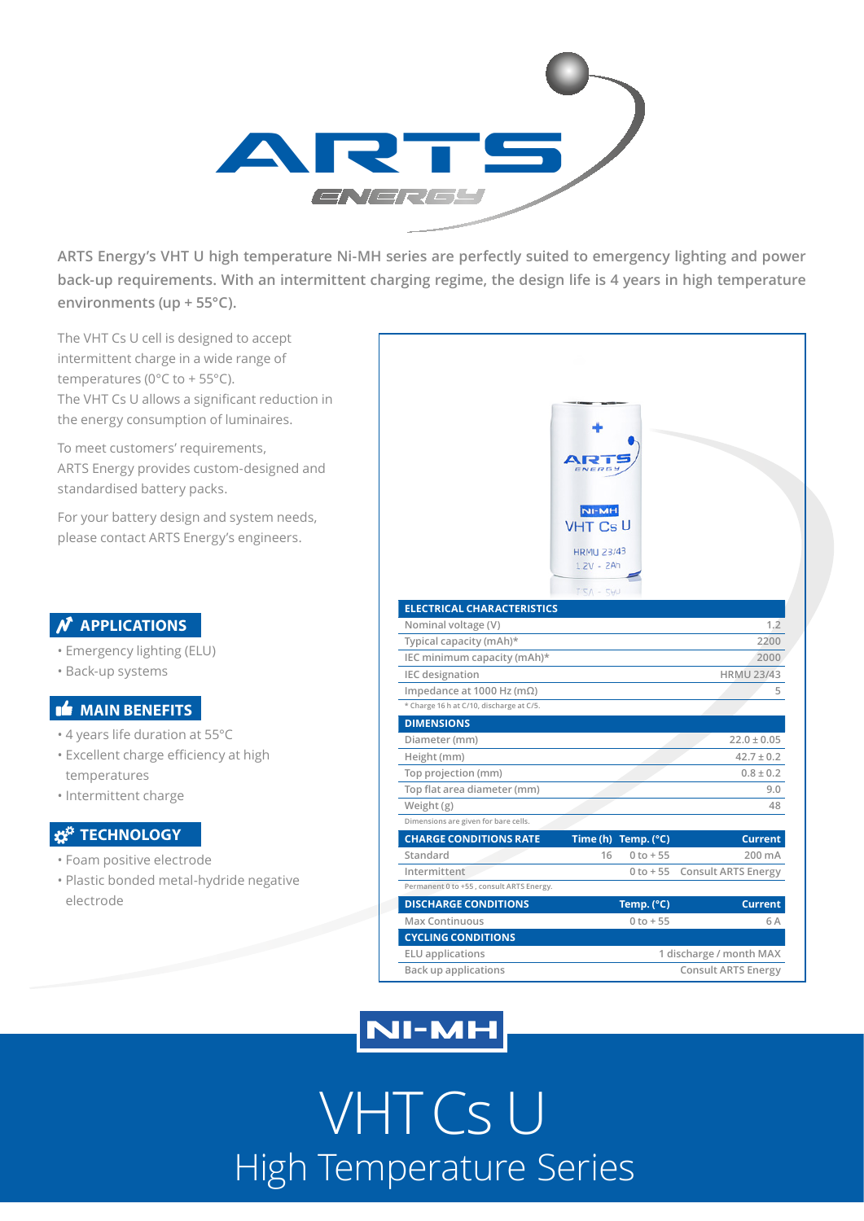ARTS Energy’s VHT U high temperature Ni-MH series are perfectly suited to emergency lighting and power back-up requirements. With an intermittent charging regime, the design life is 4 years in high temperature environments (up + 55°C).

The VHT Cs U cell is designed to accept intermittent charge in a wide range of temperatures (0°C to + 55°C).
The VHT Cs U allows a significant reduction in the energy consumption of luminaires.

To meet customers’ requirements, ARTS Energy provides custom-designed and standardised battery packs.

For your battery design and system needs, please contact ARTS Energy’s engineers.

## APPLICATIONS

- Emergency lighting (ELU)
- Back-up systems

## MAIN BENEFITS

- 4 years life duration at 55°C
- Excellent charge efficiency at high temperatures
- Intermittent charge

## TECHNOLOGY

- Foam positive electrode
- Plastic bonded metal-hydride negative electrode

| ELECTRICAL CHARACTERISTICS | | | |
|---|---|---|---|
| Nominal voltage (V) | | | 1.2 |
| Typical capacity (mAh)* | | | 2200 |
| IEC minimum capacity (mAh)* | | | 2000 |
| IEC designation | | | HRMU 23/43 |
| Impedance at 1000 Hz (mΩ) | | | 5 |

\* Charge 16 h at C/10, discharge at C/5.

| DIMENSIONS | |
|---|---|
| Diameter (mm) | 22.0 ± 0.05 |
| Height (mm) | 42.7 ± 0.2 |
| Top projection (mm) | 0.8 ± 0.2 |
| Top flat area diameter (mm) | 9.0 |
| Weight (g) | 48 |

Dimensions are given for bare cells.

| CHARGE CONDITIONS RATE | Time (h) | Temp. (°C) | Current |
|---|---|---|---|
| Standard | 16 | 0 to + 55 | 200 mA |
| Intermittent | | 0 to + 55 | Consult ARTS Energy |

Permanent 0 to +55 , consult ARTS Energy.

| DISCHARGE CONDITIONS | Temp. (°C) | Current |
|---|---|---|
| Max Continuous | 0 to + 55 | 6 A |

| CYCLING CONDITIONS | |
|---|---|
| ELU applications | 1 discharge / month MAX |
| Back up applications | Consult ARTS Energy |

NI-MH

# VHT Cs U

## High Temperature Series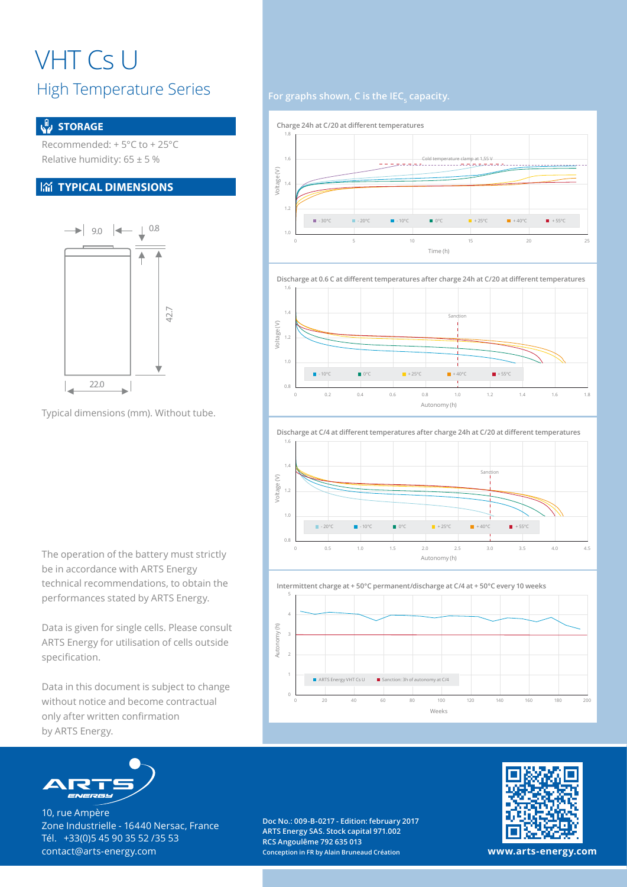# VHT Cs U

## High Temperature Series

### STORAGE

Recommended: + 5°C to + 25°C

Relative humidity: 65 ± 5 %

### TYPICAL DIMENSIONS

9.0
0.8
42.7
22.0

Typical dimensions (mm). Without tube.

The operation of the battery must strictly be in accordance with ARTS Energy technical recommendations, to obtain the performances stated by ARTS Energy.

Data is given for single cells. Please consult ARTS Energy for utilisation of cells outside specification.

Data in this document is subject to change without notice and become contractual only after written confirmation by ARTS Energy.

**For graphs shown, C is the $IEC_5$ capacity.**

**Charge 24h at C/20 at different temperatures**

Voltage (V)
1.8
1.6
1.4
1.2
1.0
Cold temperature clamp at 1,55 V
- 30°C
- 20°C
- 10°C
0°C
+ 25°C
+ 40°C
+ 55°C
0
5
10
15
20
25
Time (h)

**Discharge at 0.6 C at different temperatures after charge 24h at C/20 at different temperatures**

Voltage (V)
1.6
1.4
1.2
1.0
0.8
Sanction
- 10°C
0°C
+ 25°C
+ 40°C
+ 55°C
0
0.2
0.4
0.6
0.8
1.0
1.2
1.4
1.6
1.8
Autonomy (h)

**Discharge at C/4 at different temperatures after charge 24h at C/20 at different temperatures**

Voltage (V)
1.6
1.4
1.2
1.0
0.8
Sanction
- 20°C
- 10°C
0°C
+ 25°C
+ 40°C
+ 55°C
0
0.5
1.0
1.5
2.0
2.5
3.0
3.5
4.0
4.5
Autonomy (h)

**Intermittent charge at + 50°C permanent/discharge at C/4 at + 50°C every 10 weeks**

Autonomy (h)
5
4
3
2
1
0
ARTS Energy VHT Cs U
Sanction: 3h of autonomy at C/4
0
20
40
60
80
100
120
140
160
180
200
Weeks

ARTS ENERGY

10, rue Ampère
Zone Industrielle - 16440 Nersac, France
Tél. +33(0)5 45 90 35 52 /35 53
contact@arts-energy.com

**Doc No.: 009-B-0217 - Edition: february 2017**
**ARTS Energy SAS. Stock capital 971.002**
**RCS Angoulême 792 635 013**
**Conception in FR by Alain Bruneaud Création**

**www.arts-energy.com**